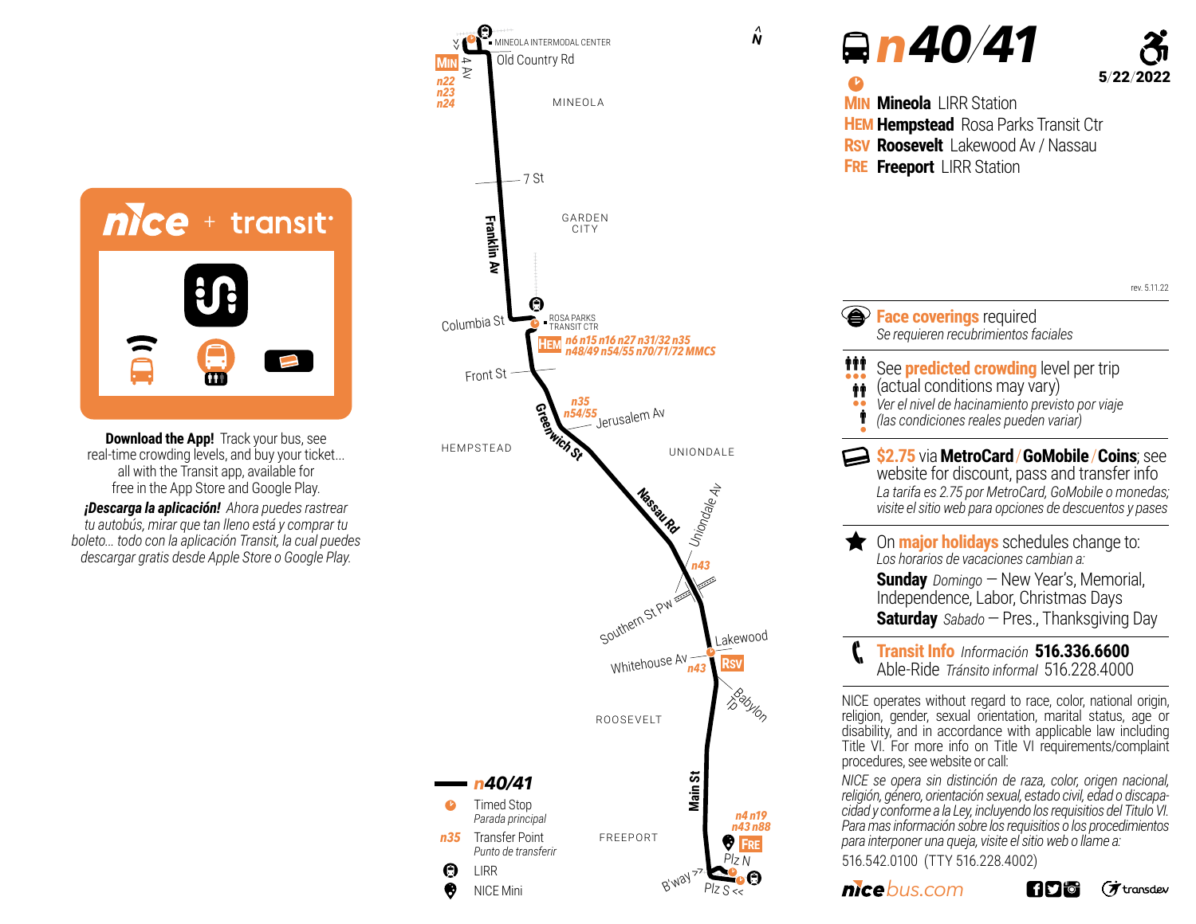# n40/41

5/22/2022

**MIN** **Mineola** LIRR Station
**HEM** **Hempstead** Rosa Parks Transit Ctr
**RSV** **Roosevelt** Lakewood Av / Nassau
**FRE** **Freeport** LIRR Station

rev. 5.11.22

**Face coverings** required
*Se requieren recubrimientos faciales*

See **predicted crowding** level per trip (actual conditions may vary)
*Ver el nivel de hacinamiento previsto por viaje (las condiciones reales pueden variar)*

**$2.75** via **MetroCard** / **GoMobile** / **Coins**; see website for discount, pass and transfer info
*La tarifa es 2.75 por MetroCard, GoMobile o monedas; visite el sitio web para opciones de descuentos y pases*

On **major holidays** schedules change to:
*Los horarios de vacaciones cambian a:*
**Sunday** *Domingo* — New Year's, Memorial, Independence, Labor, Christmas Days
**Saturday** *Sabado* — Pres., Thanksgiving Day

**Transit Info** *Información* **516.336.6600**
Able-Ride *Tránsito informal* 516.228.4000

NICE operates without regard to race, color, national origin, religion, gender, sexual orientation, marital status, age or disability, and in accordance with applicable law including Title VI. For more info on Title VI requirements/complaint procedures, see website or call:

*NICE se opera sin distinción de raza, color, origen nacional, religión, género, orientación sexual, estado civil, edad o discapacidad y conforme a la Ley, incluyendo los requisitos del Titulo VI. Para mas información sobre los requisitos o los procedimientos para interponer una queja, visite el sitio web o llame a:*

516.542.0100 (TTY 516.228.4002)

nicebus.com

## nice + transit

**Download the App!** Track your bus, see real-time crowding levels, and buy your ticket... all with the Transit app, available for free in the App Store and Google Play.

***¡Descarga la aplicación!*** *Ahora puedes rastrear tu autobús, mirar que tan lleno está y comprar tu boleto... todo con la aplicación Transit, la cual puedes descargar gratis desde Apple Store o Google Play.*

## Route Map

MINEOLA INTERMODAL CENTER — Old Country Rd — 4 Av — MIN — n22 n23 n24
MINEOLA
7 St
Franklin Av
GARDEN CITY
Columbia St
ROSA PARKS TRANSIT CTR — HEM — n6 n15 n16 n27 n31/32 n35 n48/49 n54/55 n70/71/72 MMCS
Front St
HEMPSTEAD
Greenwich St
n35 n54/55 Jerusalem Av
UNIONDALE
Nassau Rd
Uniondale Av
n43
Southern St Pw
Lakewood
Whitehouse Av — n43 — RSV
Babylon Tp
ROOSEVELT
Main St
n4 n19 n43 n88
FREEPORT
FRE
Plz N
B'way
Plz S

**Legend**
- n40/41
- Timed Stop / *Parada principal*
- n35 Transfer Point / *Punto de transferir*
- LIRR
- NICE Mini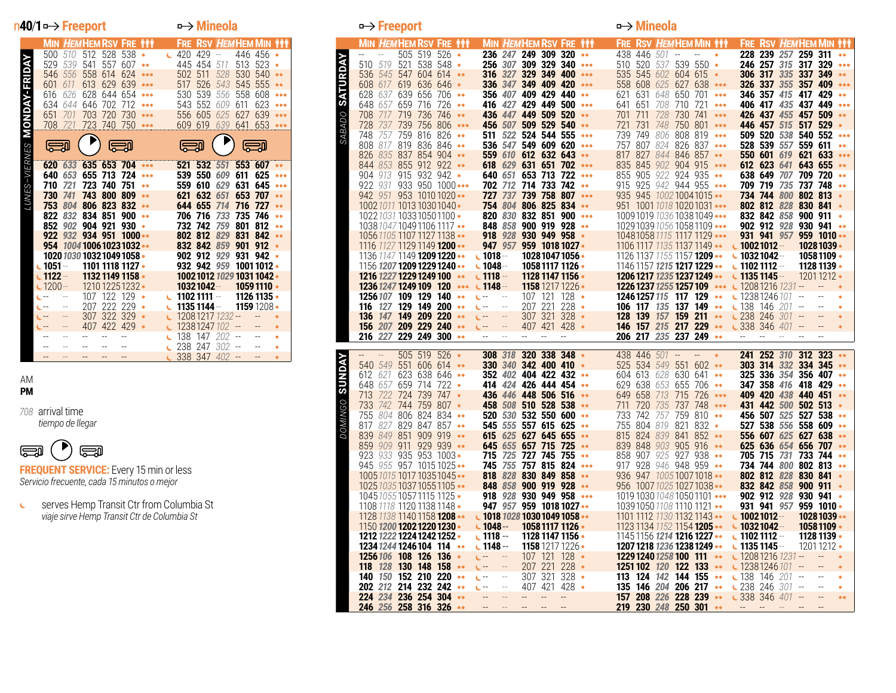# n40/1

## MONDAY-FRIDAY / LUNES-VIERNES

### → Freeport

| Min | Hem (arrival) | Hem | Rsv | Fre | |
|---|---|---|---|---|---|
| 500 | 510 | 512 | 528 | 538 | • |
| 529 | 539 | 541 | 557 | 607 | •• |
| 546 | 556 | 558 | 614 | 624 | ••• |
| 601 | 611 | 613 | 629 | 639 | ••• |
| 616 | 626 | 628 | 644 | 654 | ••• |
| 634 | 644 | 646 | 702 | 712 | ••• |
| 651 | 701 | 703 | 720 | 730 | ••• |
| 708 | 721 | 723 | 740 | 750 | ••• |
| FREQUENT SERVICE | | | | | |
| **620** | **633** | **635** | **653** | **704** | ••• |
| **640** | **653** | **655** | **713** | **724** | ••• |
| **710** | **721** | **723** | **740** | **751** | •• |
| **730** | **741** | **743** | **800** | **809** | •• |
| **753** | **804** | **806** | **823** | **832** | •• |
| **822** | **832** | **834** | **851** | **900** | •• |
| **852** | **902** | **904** | **921** | **930** | • |
| **922** | **932** | **934** | **951** | **1000** | •• |
| **954** | **1004** | **1006** | **1023** | **1032** | •• |
| **1020** | **1030** | **1032** | **1049** | **1058** | • |
| ◟**1051** | -- | **1101** | **1118** | **1127** | • |
| ◟**1122** | -- | **1132** | **1149** | **1158** | • |
| ◟1200 | -- | 1210 | 1225 | 1232 | • |
| ◟-- | -- | 107 | 122 | 129 | • |
| ◟-- | -- | 207 | 222 | 229 | • |
| ◟-- | -- | 307 | 322 | 329 | • |
| ◟-- | -- | 407 | 422 | 429 | • |
| -- | -- | -- | -- | -- | |
| -- | -- | -- | -- | -- | |

### → Mineola

| Fre | Rsv | Hem (arrival) | Hem | Min | |
|---|---|---|---|---|---|
| 420 | 429 | -- | 446 | 456 | • |
| 445 | 454 | 511 | 513 | 523 | • |
| 502 | 511 | 528 | 530 | 540 | •• |
| 517 | 526 | 543 | 545 | 555 | •• |
| 530 | 539 | 556 | 558 | 608 | ••• |
| 543 | 552 | 609 | 611 | 623 | ••• |
| 556 | 605 | 625 | 627 | 639 | ••• |
| 609 | 619 | 639 | 641 | 653 | ••• |
| FREQUENT SERVICE | | | | | |
| **521** | **532** | **551** | **553** | **607** | ••• |
| **539** | **550** | **609** | **611** | **625** | ••• |
| **559** | **610** | **629** | **631** | **645** | ••• |
| **621** | **632** | **651** | **653** | **707** | •• |
| **644** | **655** | **714** | **716** | **727** | •• |
| **706** | **716** | **733** | **735** | **746** | •• |
| **732** | **742** | **759** | **801** | **812** | •• |
| **802** | **812** | **829** | **831** | **842** | •• |
| **832** | **842** | **859** | **901** | **912** | • |
| **902** | **912** | **929** | **931** | **942** | • |
| **932** | **942** | **959** | **1001** | **1012** | • |
| **1002** | **1012** | **1029** | **1031** | **1042** | • |
| **1032** | **1042** | | **1059** | **1110** | • |
| ◟**1102** | **1111** | -- | **1126** | **1135** | • |
| ◟**1135** | **1144** | -- | **1159** | 1208 | • |
| ◟1208 | 1217 | 1232 | -- | -- | • |
| ◟1238 | 1247 | 102 | -- | -- | • |
| ◟138 | 147 | 202 | -- | -- | • |
| ◟238 | 247 | 302 | -- | -- | • |
| ◟338 | 347 | 402 | -- | -- | • |

AM
**PM**

708 arrival time
*tiempo de llegar*

**FREQUENT SERVICE:** Every 15 min or less
*Servicio frecuente, cada 15 minutos o mejor*

◟ serves Hemp Transit Ctr from Columbia St
*viaje sirve Hemp Transit Ctr de Columbia St*

## SATURDAY / SABADO

### → Freeport

| Min | Hem (arrival) | Hem | Rsv | Fre | |
|---|---|---|---|---|---|
| -- | -- | 505 | 519 | 526 | • |
| 510 | 519 | 521 | 538 | 548 | • |
| 536 | 545 | 547 | 604 | 614 | •• |
| 608 | 617 | 619 | 636 | 646 | •• |
| 628 | 637 | 639 | 656 | 706 | •• |
| 648 | 657 | 659 | 716 | 726 | •• |
| 708 | 717 | 719 | 736 | 746 | •• |
| 728 | 737 | 739 | 756 | 806 | ••• |
| 748 | 757 | 759 | 816 | 826 | •• |
| 808 | 817 | 819 | 836 | 846 | •• |
| 826 | 835 | 837 | 854 | 904 | •• |
| 844 | 853 | 855 | 912 | 922 | •• |
| 904 | 913 | 915 | 932 | 942 | • |
| 922 | 931 | 933 | 950 | 1000 | ••• |
| 942 | 951 | 953 | 1010 | 1020 | •• |
| 1002 | 1011 | 1013 | 1030 | 1040 | •• |
| 1022 | 1031 | 1033 | 1050 | 1100 | • |
| 1038 | 1047 | 1049 | 1106 | 1117 | •• |
| 1056 | 1105 | 1107 | 1127 | 1138 | •• |
| 1116 | 1127 | 1129 | 1149 | **1200** | •• |
| 1136 | 1147 | 1149 | **1209** | **1220** | •• |
| 1156 | **1207** | **1209** | **1229** | **1240** | •• |
| **1216** | **1227** | **1229** | **1249** | **100** | •• |
| **1236** | **1247** | **1249** | **109** | **120** | ••• |
| **1256** | **107** | **109** | **129** | **140** | •• |
| **116** | **127** | **129** | **149** | **200** | •• |
| **136** | **147** | **149** | **209** | **220** | •• |
| **156** | **207** | **209** | **229** | **240** | •• |
| **216** | **227** | **229** | **249** | **300** | •• |
| **236** | **247** | **249** | **309** | **320** | •• |
| **256** | **307** | **309** | **329** | **340** | ••• |
| **316** | **327** | **329** | **349** | **400** | ••• |
| **336** | **347** | **349** | **409** | **420** | ••• |
| **356** | **407** | **409** | **429** | **440** | •• |
| **416** | **427** | **429** | **449** | **500** | ••• |
| **436** | **447** | **449** | **509** | **520** | •• |
| **456** | **507** | **509** | **529** | **540** | •• |
| **511** | **522** | **524** | **544** | **555** | ••• |
| **536** | **547** | **549** | **609** | **620** | ••• |
| **559** | **610** | **612** | **632** | **643** | •• |
| **618** | **629** | **631** | **651** | **702** | ••• |
| **640** | **651** | **653** | **713** | **722** | ••• |
| **702** | **712** | **714** | **733** | **742** | •• |
| **727** | **737** | **739** | **758** | **807** | ••• |
| **754** | **804** | **806** | **825** | **834** | •• |
| **820** | **830** | **832** | **851** | **900** | ••• |
| **848** | **858** | **900** | **919** | **928** | •• |
| **918** | **928** | **930** | **949** | **958** | • |
| **947** | **957** | **959** | **1018** | **1027** | • |
| ◟**1018** | -- | **1028** | **1047** | **1056** | • |
| ◟**1048** | -- | **1058** | **1117** | **1126** | • |
| ◟**1118** | -- | **1128** | **1147** | **1156** | • |
| ◟**1148** | -- | **1158** | 1217 | 1226 | • |
| ◟-- | -- | 107 | 121 | 128 | • |
| ◟-- | -- | 207 | 221 | 228 | • |
| ◟-- | -- | 307 | 321 | 328 | • |
| ◟-- | -- | 407 | 421 | 428 | • |
| -- | -- | -- | -- | -- | |

### → Mineola

| Fre | Rsv | Hem (arrival) | Hem | Min | |
|---|---|---|---|---|---|
| 438 | 446 | 501 | -- | -- | •• |
| 510 | 520 | 537 | 539 | 550 | • |
| 535 | 545 | 602 | 604 | 615 | •• |
| 558 | 608 | 625 | 627 | 638 | ••• |
| 621 | 631 | 648 | 650 | 701 | •• |
| 641 | 651 | 708 | 710 | 721 | ••• |
| 701 | 711 | 728 | 730 | 741 | ••• |
| 721 | 731 | 748 | 750 | 801 | ••• |
| 739 | 749 | 806 | 808 | 819 | ••• |
| 757 | 807 | 824 | 826 | 837 | ••• |
| 817 | 827 | 844 | 846 | 857 | •• |
| 835 | 845 | 902 | 904 | 915 | ••• |
| 855 | 905 | 922 | 924 | 935 | •• |
| 915 | 925 | 942 | 944 | 955 | •• |
| 935 | 945 | 1002 | 1004 | 1015 | •• |
| 951 | 1001 | 1018 | 1020 | 1031 | ••• |
| 1009 | 1019 | 1036 | 1038 | 1049 | ••• |
| 1029 | 1039 | 1056 | 1058 | 1109 | ••• |
| 1048 | 1058 | 1115 | 1117 | 1129 | ••• |
| 1106 | 1117 | 1135 | 1137 | 1149 | •• |
| 1126 | 1137 | 1155 | 1157 | **1209** | •• |
| 1146 | 1157 | **1215** | **1217** | **1229** | •• |
| **1206** | **1217** | **1235** | **1237** | **1249** | •• |
| **1226** | **1237** | **1255** | **1257** | **109** | ••• |
| **1246** | **1257** | **115** | **117** | **129** | •• |
| **106** | **117** | **135** | **137** | **149** | •• |
| **128** | **139** | **157** | **159** | **211** | •• |
| **146** | **157** | **215** | **217** | **229** | •• |
| **206** | **217** | **235** | **237** | **249** | •• |
| **228** | **239** | **257** | **259** | **311** | •• |
| **246** | **257** | **315** | **317** | **329** | •• |
| **306** | **317** | **335** | **337** | **349** | •• |
| **326** | **337** | **355** | **357** | **409** | ••• |
| **346** | **357** | **415** | **417** | **429** | •• |
| **406** | **417** | **435** | **437** | **449** | •• |
| **426** | **437** | **455** | **457** | **509** | •• |
| **446** | **457** | **515** | **517** | **529** | • |
| **509** | **520** | **538** | **540** | **552** | ••• |
| **528** | **539** | **557** | **559** | **611** | •• |
| **550** | **601** | **619** | **621** | **633** | ••• |
| **612** | **623** | **641** | **643** | **655** | •• |
| **638** | **649** | **707** | **709** | **720** | •• |
| **709** | **719** | **735** | **737** | **748** | •• |
| **734** | **744** | **800** | **802** | **813** | •• |
| **802** | **812** | **828** | **830** | **841** | • |
| **832** | **842** | **858** | **900** | **911** | • |
| **902** | **912** | **928** | **930** | **941** | •• |
| **931** | **941** | **957** | **959** | **1010** | •• |
| ◟**1002** | **1012** | -- | **1028** | **1039** | • |
| ◟**1032** | **1042** | -- | **1058** | **1109** | • |
| ◟**1102** | **1112** | -- | **1128** | **1139** | • |
| ◟**1135** | **1145** | -- | 1201 | 1212 | • |
| ◟1208 | 1216 | 1231 | -- | -- | • |
| ◟1238 | 1246 | 101 | -- | -- | • |
| ◟138 | 146 | 201 | -- | -- | • |
| ◟238 | 246 | 301 | -- | -- | • |
| ◟338 | 346 | 401 | -- | -- | • |

## SUNDAY / DOMINGO

### → Freeport

| Min | Hem (arrival) | Hem | Rsv | Fre | |
|---|---|---|---|---|---|
| -- | -- | 505 | 519 | 526 | • |
| 540 | 549 | 551 | 606 | 614 | • |
| 612 | 621 | 623 | 638 | 646 | •• |
| 648 | 657 | 659 | 714 | 722 | •• |
| 713 | 722 | 724 | 739 | 747 | • |
| 733 | 742 | 744 | 759 | 807 | • |
| 755 | 804 | 806 | 824 | 834 | •• |
| 817 | 827 | 829 | 847 | 857 | •• |
| 839 | 849 | 851 | 909 | 919 | •• |
| 859 | 909 | 911 | 929 | 939 | •• |
| 923 | 933 | 935 | 953 | 1003 | • |
| 945 | 955 | 957 | 1015 | 1025 | •• |
| 1005 | 1015 | 1017 | 1035 | 1045 | •• |
| 1025 | 1035 | 1037 | 1055 | 1105 | •• |
| 1045 | 1055 | 1057 | 1115 | 1125 | • |
| 1108 | 1118 | 1120 | 1138 | 1148 | • |
| 1128 | 1138 | 1140 | 1158 | **1208** | •• |
| 1150 | **1200** | **1202** | **1220** | **1230** | • |
| **1212** | **1222** | **1224** | **1242** | **1252** | •• |
| **1234** | **1244** | **1246** | **104** | **114** | •• |
| **1256** | **106** | **108** | **126** | **136** | • |
| **118** | **128** | **130** | **148** | **158** | •• |
| **140** | **150** | **152** | **210** | **220** | •• |
| **202** | **212** | **214** | **232** | **242** | •• |
| **224** | **234** | **236** | **254** | **304** | •• |
| **246** | **256** | **258** | **316** | **326** | •• |
| **308** | **318** | **320** | **338** | **348** | • |
| **330** | **340** | **342** | **400** | **410** | • |
| **352** | **402** | **404** | **422** | **432** | •• |
| **414** | **424** | **426** | **444** | **454** | •• |
| **436** | **446** | **448** | **506** | **516** | •• |
| **458** | **508** | **510** | **528** | **538** | •• |
| **520** | **530** | **532** | **550** | **600** | •• |
| **545** | **555** | **557** | **615** | **625** | •• |
| **615** | **625** | **627** | **645** | **655** | •• |
| **645** | **655** | **657** | **715** | **725** | •• |
| **715** | **725** | **727** | **745** | **755** | •• |
| **745** | **755** | **757** | **815** | **824** | ••• |
| **818** | **828** | **830** | **849** | **858** | •• |
| **848** | **858** | **900** | **919** | **928** | •• |
| **918** | **928** | **930** | **949** | **958** | ••• |
| **947** | **957** | **959** | **1018** | **1027** | •• |
| ◟**1018** | **1028** | **1030** | **1049** | **1058** | •• |
| ◟**1048** | -- | **1058** | 1117 | 1126 | • |
| ◟**1118** | -- | **1128** | 1147 | 1156 | • |
| ◟**1148** | -- | **1158** | 1217 | 1226 | • |
| ◟-- | -- | 107 | 121 | 128 | • |
| ◟-- | -- | 207 | 221 | 228 | • |
| ◟-- | -- | 307 | 321 | 328 | • |
| ◟-- | -- | 407 | 421 | 428 | • |
| -- | -- | -- | -- | -- | |
| -- | -- | -- | -- | -- | |

### → Mineola

| Fre | Rsv | Hem (arrival) | Hem | Min | |
|---|---|---|---|---|---|
| 438 | 446 | 501 | -- | -- | •• |
| 525 | 534 | 549 | 551 | 602 | •• |
| 604 | 613 | 628 | 630 | 641 | •• |
| 629 | 638 | 653 | 655 | 706 | •• |
| 649 | 658 | 713 | 715 | 726 | ••• |
| 711 | 720 | 735 | 737 | 748 | •• |
| 733 | 742 | 757 | 759 | 810 | •• |
| 755 | 804 | 819 | 821 | 832 | •• |
| 815 | 824 | 839 | 841 | 852 | •• |
| 839 | 848 | 903 | 905 | 916 | •• |
| 858 | 907 | 925 | 927 | 938 | •• |
| 917 | 928 | 946 | 948 | 959 | •• |
| 936 | 947 | 1005 | 1007 | 1018 | •• |
| 956 | 1007 | 1025 | 1027 | 1038 | •• |
| 1019 | 1030 | 1048 | 1050 | 1101 | ••• |
| 1039 | 1050 | 1108 | 1110 | 1121 | •• |
| 1101 | 1112 | 1130 | 1132 | 1143 | •• |
| 1123 | 1134 | 1152 | 1154 | **1205** | •• |
| 1145 | 1156 | **1214** | **1216** | **1227** | •• |
| **1207** | **1218** | **1236** | **1238** | **1249** | •• |
| **1229** | **1240** | **1258** | **100** | **111** | •• |
| **1251** | **102** | **120** | **122** | **133** | •• |
| **113** | **124** | **142** | **144** | **155** | •• |
| **135** | **146** | **204** | **206** | **217** | •• |
| **157** | **208** | **226** | **228** | **239** | •• |
| **219** | **230** | **248** | **250** | **301** | •• |
| **241** | **252** | **310** | **312** | **323** | •• |
| **303** | **314** | **332** | **334** | **345** | •• |
| **325** | **336** | **354** | **356** | **407** | •• |
| **347** | **358** | **416** | **418** | **429** | •• |
| **409** | **420** | **438** | **440** | **451** | •• |
| **431** | **442** | **500** | **502** | **513** | •• |
| **456** | **507** | **525** | **527** | **538** | •• |
| **527** | **538** | **556** | **558** | **609** | •• |
| **556** | **607** | **625** | **627** | **638** | •• |
| **625** | **636** | **654** | **656** | **707** | •• |
| **705** | **715** | **731** | **733** | **744** | •• |
| **734** | **744** | **800** | **802** | **813** | •• |
| **802** | **812** | **828** | **830** | **841** | •• |
| **832** | **842** | **858** | **900** | **911** | •• |
| **902** | **912** | **928** | **930** | **941** | •• |
| **931** | **941** | **957** | **959** | **1010** | •• |
| ◟**1002** | **1012** | -- | **1028** | **1039** | • |
| ◟**1032** | **1042** | -- | **1058** | **1109** | • |
| ◟**1102** | **1112** | -- | **1128** | **1139** | • |
| ◟**1135** | **1145** | -- | 1201 | 1212 | • |
| ◟1208 | 1216 | 1231 | -- | -- | • |
| ◟1238 | 1246 | 101 | -- | -- | • |
| ◟138 | 146 | 201 | -- | -- | • |
| ◟238 | 246 | 301 | -- | -- | • |
| ◟338 | 346 | 401 | -- | -- | •• |